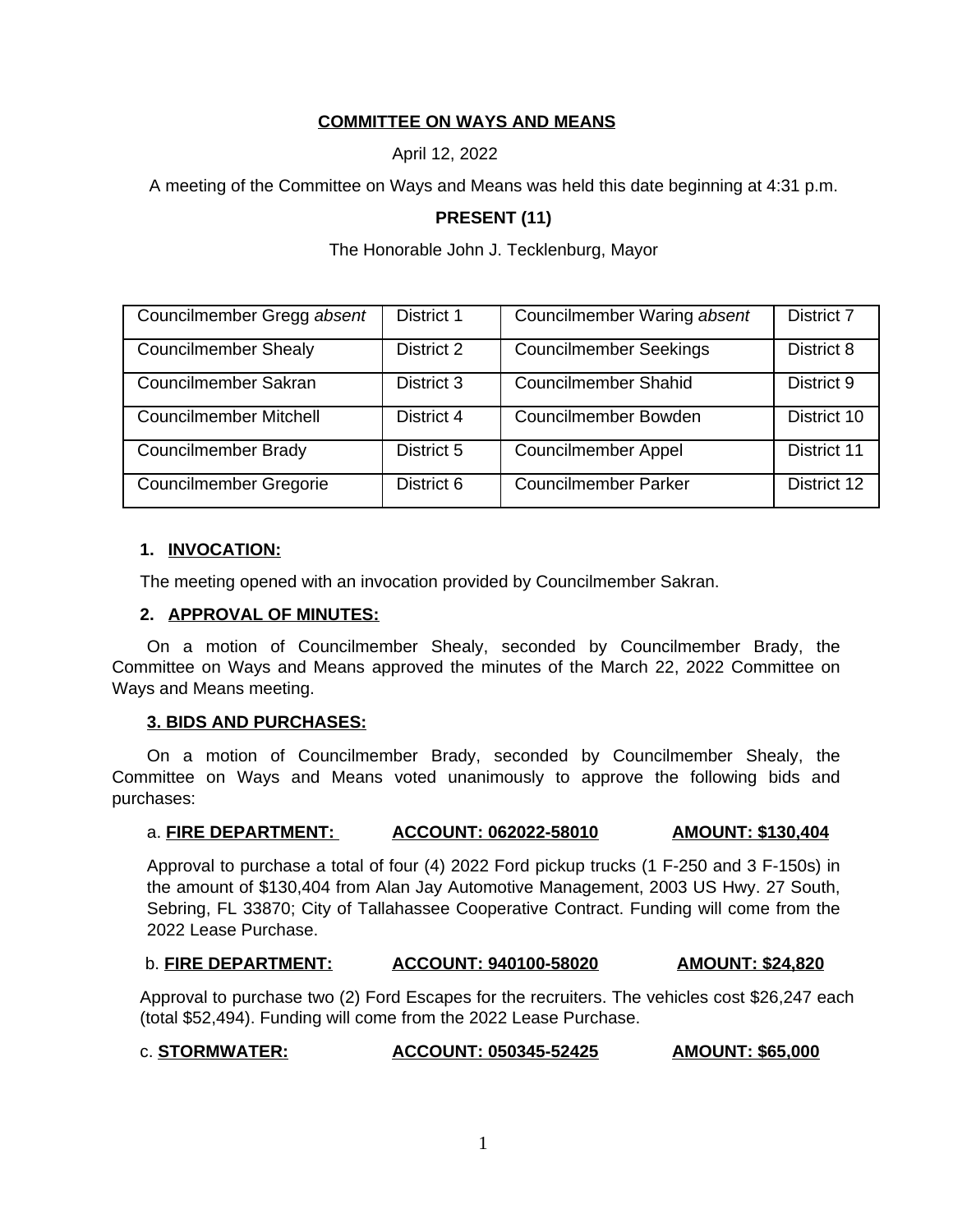**COMMITTEE ON WAYS AND MEANS**

April 12, 2022

A meeting of the Committee on Ways and Means was held this date beginning at 4:31 p.m.

**PRESENT (11)**

The Honorable John J. Tecklenburg, Mayor

| Councilmember Gregg *absent* | District 1 | Councilmember Waring *absent* | District 7 |
|---|---|---|---|
| Councilmember Shealy | District 2 | Councilmember Seekings | District 8 |
| Councilmember Sakran | District 3 | Councilmember Shahid | District 9 |
| Councilmember Mitchell | District 4 | Councilmember Bowden | District 10 |
| Councilmember Brady | District 5 | Councilmember Appel | District 11 |
| Councilmember Gregorie | District 6 | Councilmember Parker | District 12 |

1. **INVOCATION:**

The meeting opened with an invocation provided by Councilmember Sakran.

2. **APPROVAL OF MINUTES:**

On a motion of Councilmember Shealy, seconded by Councilmember Brady, the Committee on Ways and Means approved the minutes of the March 22, 2022 Committee on Ways and Means meeting.

**3. BIDS AND PURCHASES:**

On a motion of Councilmember Brady, seconded by Councilmember Shealy, the Committee on Ways and Means voted unanimously to approve the following bids and purchases:

a. **FIRE DEPARTMENT:** **ACCOUNT: 062022-58010** **AMOUNT: $130,404**

Approval to purchase a total of four (4) 2022 Ford pickup trucks (1 F-250 and 3 F-150s) in the amount of $130,404 from Alan Jay Automotive Management, 2003 US Hwy. 27 South, Sebring, FL 33870; City of Tallahassee Cooperative Contract. Funding will come from the 2022 Lease Purchase.

b. **FIRE DEPARTMENT:** **ACCOUNT: 940100-58020** **AMOUNT: $24,820**

Approval to purchase two (2) Ford Escapes for the recruiters. The vehicles cost $26,247 each (total $52,494). Funding will come from the 2022 Lease Purchase.

c. **STORMWATER:** **ACCOUNT: 050345-52425** **AMOUNT: $65,000**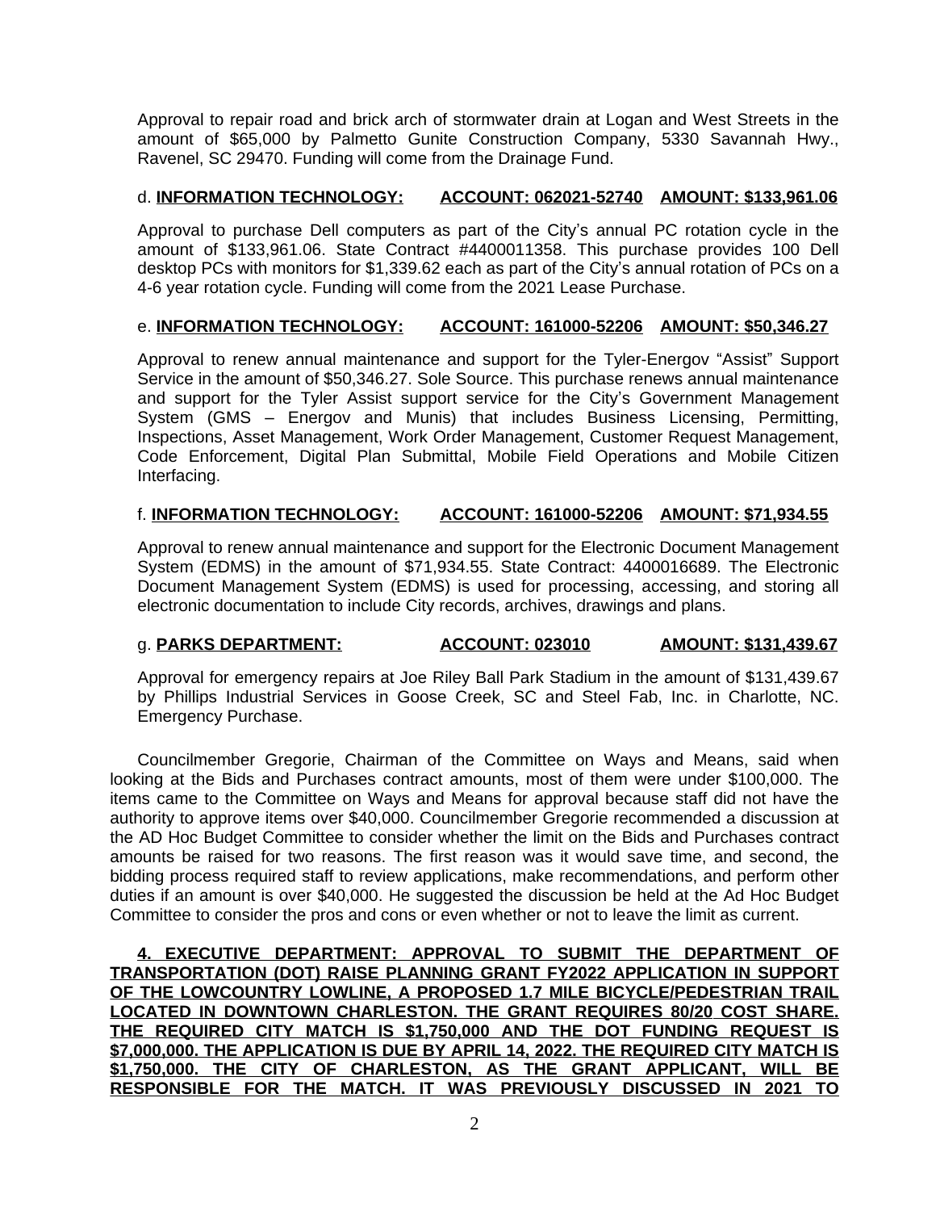Approval to repair road and brick arch of stormwater drain at Logan and West Streets in the amount of $65,000 by Palmetto Gunite Construction Company, 5330 Savannah Hwy., Ravenel, SC 29470. Funding will come from the Drainage Fund.

d. **<u>INFORMATION TECHNOLOGY:</u>** **<u>ACCOUNT: 062021-52740</u>** **<u>AMOUNT: $133,961.06</u>**

Approval to purchase Dell computers as part of the City's annual PC rotation cycle in the amount of $133,961.06. State Contract #4400011358. This purchase provides 100 Dell desktop PCs with monitors for $1,339.62 each as part of the City's annual rotation of PCs on a 4-6 year rotation cycle. Funding will come from the 2021 Lease Purchase.

e. **<u>INFORMATION TECHNOLOGY:</u>** **<u>ACCOUNT: 161000-52206</u>** **<u>AMOUNT: $50,346.27</u>**

Approval to renew annual maintenance and support for the Tyler-Energov "Assist" Support Service in the amount of $50,346.27. Sole Source. This purchase renews annual maintenance and support for the Tyler Assist support service for the City's Government Management System (GMS – Energov and Munis) that includes Business Licensing, Permitting, Inspections, Asset Management, Work Order Management, Customer Request Management, Code Enforcement, Digital Plan Submittal, Mobile Field Operations and Mobile Citizen Interfacing.

f. **<u>INFORMATION TECHNOLOGY:</u>** **<u>ACCOUNT: 161000-52206</u>** **<u>AMOUNT: $71,934.55</u>**

Approval to renew annual maintenance and support for the Electronic Document Management System (EDMS) in the amount of $71,934.55. State Contract: 4400016689. The Electronic Document Management System (EDMS) is used for processing, accessing, and storing all electronic documentation to include City records, archives, drawings and plans.

g. **<u>PARKS DEPARTMENT:</u>** **<u>ACCOUNT: 023010</u>** **<u>AMOUNT: $131,439.67</u>**

Approval for emergency repairs at Joe Riley Ball Park Stadium in the amount of $131,439.67 by Phillips Industrial Services in Goose Creek, SC and Steel Fab, Inc. in Charlotte, NC. Emergency Purchase.

Councilmember Gregorie, Chairman of the Committee on Ways and Means, said when looking at the Bids and Purchases contract amounts, most of them were under $100,000. The items came to the Committee on Ways and Means for approval because staff did not have the authority to approve items over $40,000. Councilmember Gregorie recommended a discussion at the AD Hoc Budget Committee to consider whether the limit on the Bids and Purchases contract amounts be raised for two reasons. The first reason was it would save time, and second, the bidding process required staff to review applications, make recommendations, and perform other duties if an amount is over $40,000. He suggested the discussion be held at the Ad Hoc Budget Committee to consider the pros and cons or even whether or not to leave the limit as current.

**<u>4. EXECUTIVE DEPARTMENT: APPROVAL TO SUBMIT THE DEPARTMENT OF TRANSPORTATION (DOT) RAISE PLANNING GRANT FY2022 APPLICATION IN SUPPORT OF THE LOWCOUNTRY LOWLINE, A PROPOSED 1.7 MILE BICYCLE/PEDESTRIAN TRAIL LOCATED IN DOWNTOWN CHARLESTON. THE GRANT REQUIRES 80/20 COST SHARE. THE REQUIRED CITY MATCH IS $1,750,000 AND THE DOT FUNDING REQUEST IS $7,000,000. THE APPLICATION IS DUE BY APRIL 14, 2022. THE REQUIRED CITY MATCH IS $1,750,000. THE CITY OF CHARLESTON, AS THE GRANT APPLICANT, WILL BE RESPONSIBLE FOR THE MATCH. IT WAS PREVIOUSLY DISCUSSED IN 2021 TO</u>**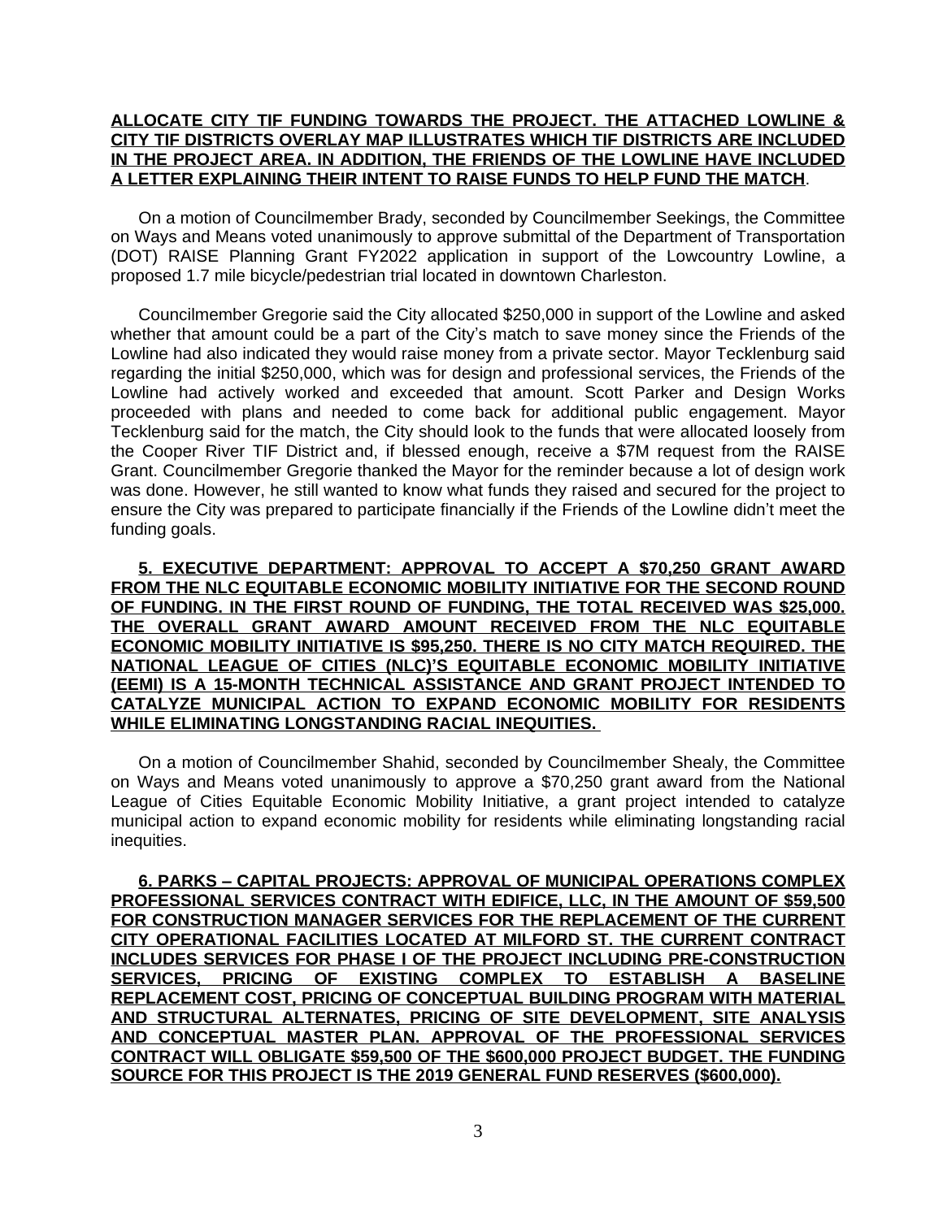**ALLOCATE CITY TIF FUNDING TOWARDS THE PROJECT. THE ATTACHED LOWLINE & CITY TIF DISTRICTS OVERLAY MAP ILLUSTRATES WHICH TIF DISTRICTS ARE INCLUDED IN THE PROJECT AREA. IN ADDITION, THE FRIENDS OF THE LOWLINE HAVE INCLUDED A LETTER EXPLAINING THEIR INTENT TO RAISE FUNDS TO HELP FUND THE MATCH**.

On a motion of Councilmember Brady, seconded by Councilmember Seekings, the Committee on Ways and Means voted unanimously to approve submittal of the Department of Transportation (DOT) RAISE Planning Grant FY2022 application in support of the Lowcountry Lowline, a proposed 1.7 mile bicycle/pedestrian trial located in downtown Charleston.

Councilmember Gregorie said the City allocated $250,000 in support of the Lowline and asked whether that amount could be a part of the City's match to save money since the Friends of the Lowline had also indicated they would raise money from a private sector. Mayor Tecklenburg said regarding the initial $250,000, which was for design and professional services, the Friends of the Lowline had actively worked and exceeded that amount. Scott Parker and Design Works proceeded with plans and needed to come back for additional public engagement. Mayor Tecklenburg said for the match, the City should look to the funds that were allocated loosely from the Cooper River TIF District and, if blessed enough, receive a $7M request from the RAISE Grant. Councilmember Gregorie thanked the Mayor for the reminder because a lot of design work was done. However, he still wanted to know what funds they raised and secured for the project to ensure the City was prepared to participate financially if the Friends of the Lowline didn't meet the funding goals.

**5. EXECUTIVE DEPARTMENT: APPROVAL TO ACCEPT A $70,250 GRANT AWARD FROM THE NLC EQUITABLE ECONOMIC MOBILITY INITIATIVE FOR THE SECOND ROUND OF FUNDING. IN THE FIRST ROUND OF FUNDING, THE TOTAL RECEIVED WAS $25,000. THE OVERALL GRANT AWARD AMOUNT RECEIVED FROM THE NLC EQUITABLE ECONOMIC MOBILITY INITIATIVE IS $95,250. THERE IS NO CITY MATCH REQUIRED. THE NATIONAL LEAGUE OF CITIES (NLC)'S EQUITABLE ECONOMIC MOBILITY INITIATIVE (EEMI) IS A 15-MONTH TECHNICAL ASSISTANCE AND GRANT PROJECT INTENDED TO CATALYZE MUNICIPAL ACTION TO EXPAND ECONOMIC MOBILITY FOR RESIDENTS WHILE ELIMINATING LONGSTANDING RACIAL INEQUITIES.**

On a motion of Councilmember Shahid, seconded by Councilmember Shealy, the Committee on Ways and Means voted unanimously to approve a $70,250 grant award from the National League of Cities Equitable Economic Mobility Initiative, a grant project intended to catalyze municipal action to expand economic mobility for residents while eliminating longstanding racial inequities.

**6. PARKS – CAPITAL PROJECTS: APPROVAL OF MUNICIPAL OPERATIONS COMPLEX PROFESSIONAL SERVICES CONTRACT WITH EDIFICE, LLC, IN THE AMOUNT OF $59,500 FOR CONSTRUCTION MANAGER SERVICES FOR THE REPLACEMENT OF THE CURRENT CITY OPERATIONAL FACILITIES LOCATED AT MILFORD ST. THE CURRENT CONTRACT INCLUDES SERVICES FOR PHASE I OF THE PROJECT INCLUDING PRE-CONSTRUCTION SERVICES, PRICING OF EXISTING COMPLEX TO ESTABLISH A BASELINE REPLACEMENT COST, PRICING OF CONCEPTUAL BUILDING PROGRAM WITH MATERIAL AND STRUCTURAL ALTERNATES, PRICING OF SITE DEVELOPMENT, SITE ANALYSIS AND CONCEPTUAL MASTER PLAN. APPROVAL OF THE PROFESSIONAL SERVICES CONTRACT WILL OBLIGATE $59,500 OF THE $600,000 PROJECT BUDGET. THE FUNDING SOURCE FOR THIS PROJECT IS THE 2019 GENERAL FUND RESERVES ($600,000).**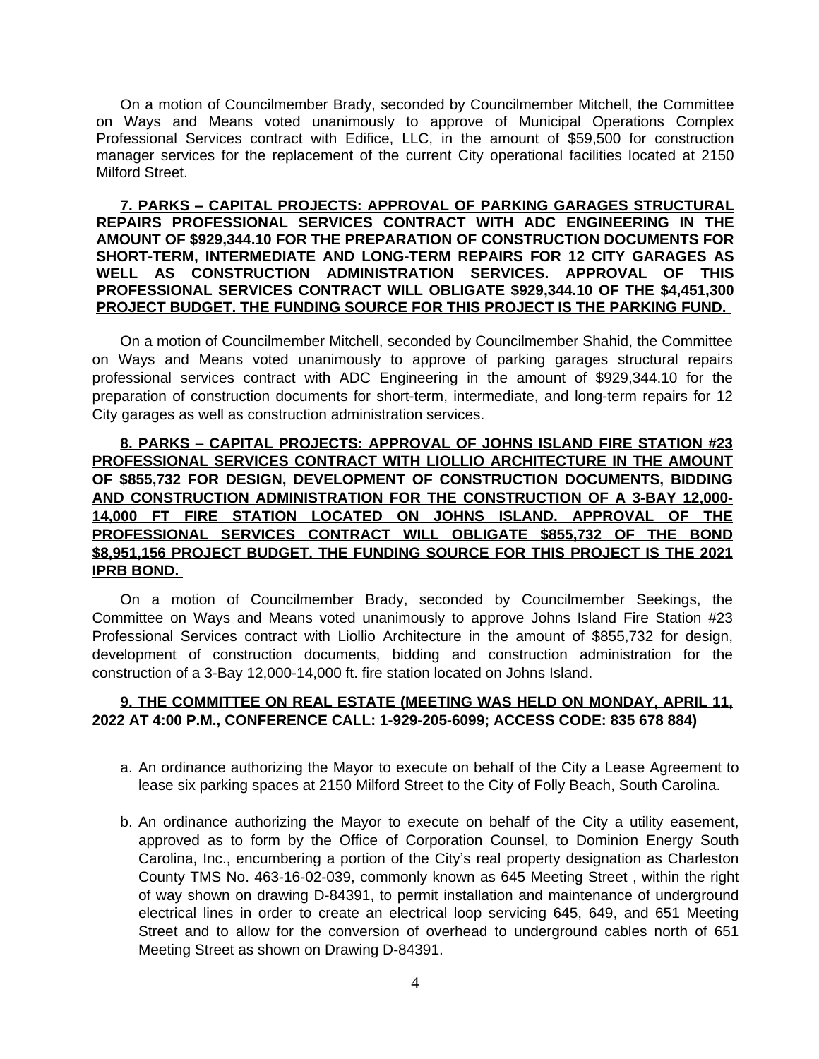On a motion of Councilmember Brady, seconded by Councilmember Mitchell, the Committee on Ways and Means voted unanimously to approve of Municipal Operations Complex Professional Services contract with Edifice, LLC, in the amount of $59,500 for construction manager services for the replacement of the current City operational facilities located at 2150 Milford Street.

**7. PARKS – CAPITAL PROJECTS: APPROVAL OF PARKING GARAGES STRUCTURAL REPAIRS PROFESSIONAL SERVICES CONTRACT WITH ADC ENGINEERING IN THE AMOUNT OF $929,344.10 FOR THE PREPARATION OF CONSTRUCTION DOCUMENTS FOR SHORT-TERM, INTERMEDIATE AND LONG-TERM REPAIRS FOR 12 CITY GARAGES AS WELL AS CONSTRUCTION ADMINISTRATION SERVICES. APPROVAL OF THIS PROFESSIONAL SERVICES CONTRACT WILL OBLIGATE $929,344.10 OF THE $4,451,300 PROJECT BUDGET. THE FUNDING SOURCE FOR THIS PROJECT IS THE PARKING FUND.**

On a motion of Councilmember Mitchell, seconded by Councilmember Shahid, the Committee on Ways and Means voted unanimously to approve of parking garages structural repairs professional services contract with ADC Engineering in the amount of $929,344.10 for the preparation of construction documents for short-term, intermediate, and long-term repairs for 12 City garages as well as construction administration services.

**8. PARKS – CAPITAL PROJECTS: APPROVAL OF JOHNS ISLAND FIRE STATION #23 PROFESSIONAL SERVICES CONTRACT WITH LIOLLIO ARCHITECTURE IN THE AMOUNT OF $855,732 FOR DESIGN, DEVELOPMENT OF CONSTRUCTION DOCUMENTS, BIDDING AND CONSTRUCTION ADMINISTRATION FOR THE CONSTRUCTION OF A 3-BAY 12,000-14,000 FT FIRE STATION LOCATED ON JOHNS ISLAND. APPROVAL OF THE PROFESSIONAL SERVICES CONTRACT WILL OBLIGATE $855,732 OF THE BOND $8,951,156 PROJECT BUDGET. THE FUNDING SOURCE FOR THIS PROJECT IS THE 2021 IPRB BOND.**

On a motion of Councilmember Brady, seconded by Councilmember Seekings, the Committee on Ways and Means voted unanimously to approve Johns Island Fire Station #23 Professional Services contract with Liollio Architecture in the amount of $855,732 for design, development of construction documents, bidding and construction administration for the construction of a 3-Bay 12,000-14,000 ft. fire station located on Johns Island.

**9. THE COMMITTEE ON REAL ESTATE (MEETING WAS HELD ON MONDAY, APRIL 11, 2022 AT 4:00 P.M., CONFERENCE CALL: 1-929-205-6099; ACCESS CODE: 835 678 884)**

a. An ordinance authorizing the Mayor to execute on behalf of the City a Lease Agreement to lease six parking spaces at 2150 Milford Street to the City of Folly Beach, South Carolina.

b. An ordinance authorizing the Mayor to execute on behalf of the City a utility easement, approved as to form by the Office of Corporation Counsel, to Dominion Energy South Carolina, Inc., encumbering a portion of the City's real property designation as Charleston County TMS No. 463-16-02-039, commonly known as 645 Meeting Street , within the right of way shown on drawing D-84391, to permit installation and maintenance of underground electrical lines in order to create an electrical loop servicing 645, 649, and 651 Meeting Street and to allow for the conversion of overhead to underground cables north of 651 Meeting Street as shown on Drawing D-84391.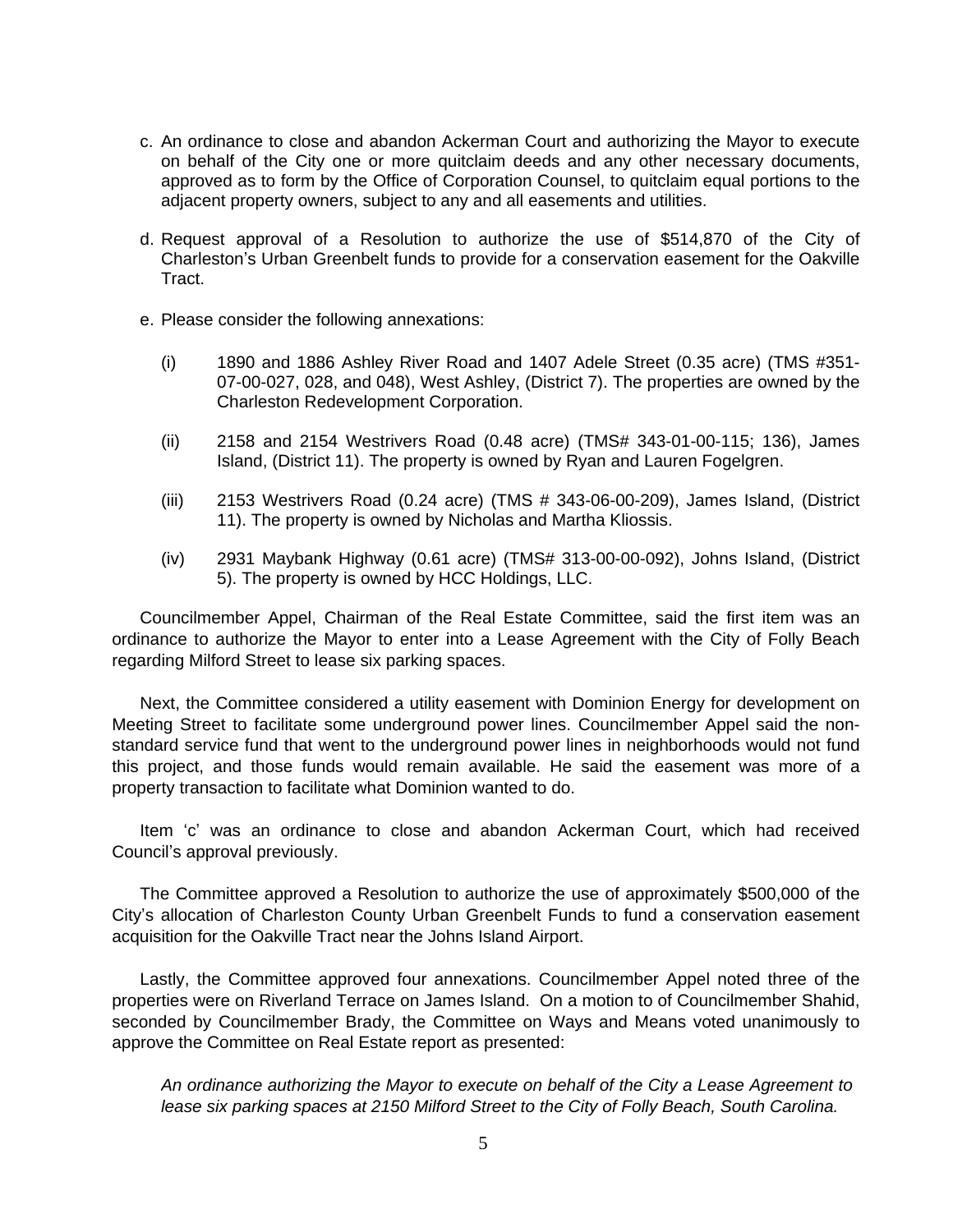c. An ordinance to close and abandon Ackerman Court and authorizing the Mayor to execute on behalf of the City one or more quitclaim deeds and any other necessary documents, approved as to form by the Office of Corporation Counsel, to quitclaim equal portions to the adjacent property owners, subject to any and all easements and utilities.

d. Request approval of a Resolution to authorize the use of $514,870 of the City of Charleston's Urban Greenbelt funds to provide for a conservation easement for the Oakville Tract.

e. Please consider the following annexations:

(i) 1890 and 1886 Ashley River Road and 1407 Adele Street (0.35 acre) (TMS #351-07-00-027, 028, and 048), West Ashley, (District 7). The properties are owned by the Charleston Redevelopment Corporation.

(ii) 2158 and 2154 Westrivers Road (0.48 acre) (TMS# 343-01-00-115; 136), James Island, (District 11). The property is owned by Ryan and Lauren Fogelgren.

(iii) 2153 Westrivers Road (0.24 acre) (TMS # 343-06-00-209), James Island, (District 11). The property is owned by Nicholas and Martha Kliossis.

(iv) 2931 Maybank Highway (0.61 acre) (TMS# 313-00-00-092), Johns Island, (District 5). The property is owned by HCC Holdings, LLC.

Councilmember Appel, Chairman of the Real Estate Committee, said the first item was an ordinance to authorize the Mayor to enter into a Lease Agreement with the City of Folly Beach regarding Milford Street to lease six parking spaces.

Next, the Committee considered a utility easement with Dominion Energy for development on Meeting Street to facilitate some underground power lines. Councilmember Appel said the non-standard service fund that went to the underground power lines in neighborhoods would not fund this project, and those funds would remain available. He said the easement was more of a property transaction to facilitate what Dominion wanted to do.

Item 'c' was an ordinance to close and abandon Ackerman Court, which had received Council's approval previously.

The Committee approved a Resolution to authorize the use of approximately $500,000 of the City's allocation of Charleston County Urban Greenbelt Funds to fund a conservation easement acquisition for the Oakville Tract near the Johns Island Airport.

Lastly, the Committee approved four annexations. Councilmember Appel noted three of the properties were on Riverland Terrace on James Island. On a motion to of Councilmember Shahid, seconded by Councilmember Brady, the Committee on Ways and Means voted unanimously to approve the Committee on Real Estate report as presented:

*An ordinance authorizing the Mayor to execute on behalf of the City a Lease Agreement to lease six parking spaces at 2150 Milford Street to the City of Folly Beach, South Carolina.*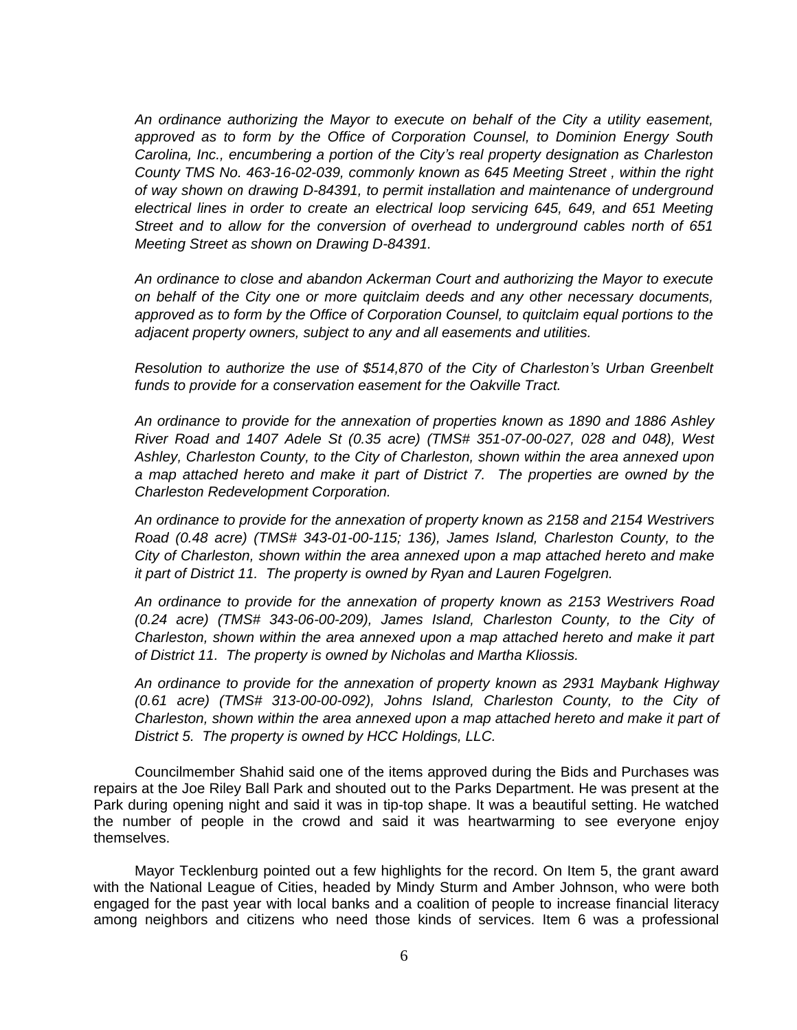*An ordinance authorizing the Mayor to execute on behalf of the City a utility easement, approved as to form by the Office of Corporation Counsel, to Dominion Energy South Carolina, Inc., encumbering a portion of the City's real property designation as Charleston County TMS No. 463-16-02-039, commonly known as 645 Meeting Street , within the right of way shown on drawing D-84391, to permit installation and maintenance of underground electrical lines in order to create an electrical loop servicing 645, 649, and 651 Meeting Street and to allow for the conversion of overhead to underground cables north of 651 Meeting Street as shown on Drawing D-84391.*

*An ordinance to close and abandon Ackerman Court and authorizing the Mayor to execute on behalf of the City one or more quitclaim deeds and any other necessary documents, approved as to form by the Office of Corporation Counsel, to quitclaim equal portions to the adjacent property owners, subject to any and all easements and utilities.*

*Resolution to authorize the use of $514,870 of the City of Charleston's Urban Greenbelt funds to provide for a conservation easement for the Oakville Tract.*

*An ordinance to provide for the annexation of properties known as 1890 and 1886 Ashley River Road and 1407 Adele St (0.35 acre) (TMS# 351-07-00-027, 028 and 048), West Ashley, Charleston County, to the City of Charleston, shown within the area annexed upon a map attached hereto and make it part of District 7. The properties are owned by the Charleston Redevelopment Corporation.*

*An ordinance to provide for the annexation of property known as 2158 and 2154 Westrivers Road (0.48 acre) (TMS# 343-01-00-115; 136), James Island, Charleston County, to the City of Charleston, shown within the area annexed upon a map attached hereto and make it part of District 11. The property is owned by Ryan and Lauren Fogelgren.*

*An ordinance to provide for the annexation of property known as 2153 Westrivers Road (0.24 acre) (TMS# 343-06-00-209), James Island, Charleston County, to the City of Charleston, shown within the area annexed upon a map attached hereto and make it part of District 11. The property is owned by Nicholas and Martha Kliossis.*

*An ordinance to provide for the annexation of property known as 2931 Maybank Highway (0.61 acre) (TMS# 313-00-00-092), Johns Island, Charleston County, to the City of Charleston, shown within the area annexed upon a map attached hereto and make it part of District 5. The property is owned by HCC Holdings, LLC.*

Councilmember Shahid said one of the items approved during the Bids and Purchases was repairs at the Joe Riley Ball Park and shouted out to the Parks Department. He was present at the Park during opening night and said it was in tip-top shape. It was a beautiful setting. He watched the number of people in the crowd and said it was heartwarming to see everyone enjoy themselves.

Mayor Tecklenburg pointed out a few highlights for the record. On Item 5, the grant award with the National League of Cities, headed by Mindy Sturm and Amber Johnson, who were both engaged for the past year with local banks and a coalition of people to increase financial literacy among neighbors and citizens who need those kinds of services. Item 6 was a professional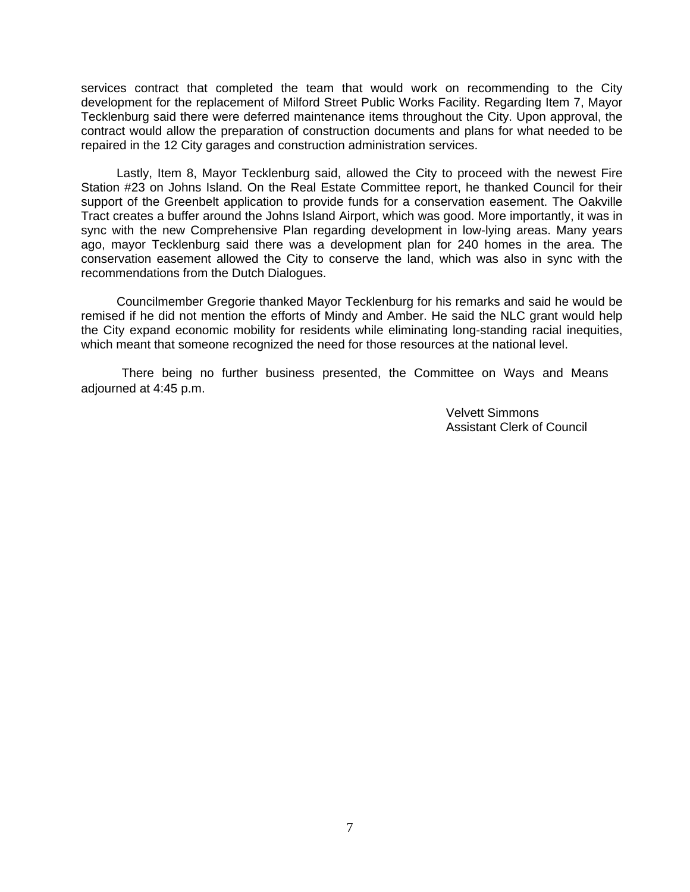services contract that completed the team that would work on recommending to the City development for the replacement of Milford Street Public Works Facility. Regarding Item 7, Mayor Tecklenburg said there were deferred maintenance items throughout the City. Upon approval, the contract would allow the preparation of construction documents and plans for what needed to be repaired in the 12 City garages and construction administration services.

Lastly, Item 8, Mayor Tecklenburg said, allowed the City to proceed with the newest Fire Station #23 on Johns Island. On the Real Estate Committee report, he thanked Council for their support of the Greenbelt application to provide funds for a conservation easement. The Oakville Tract creates a buffer around the Johns Island Airport, which was good. More importantly, it was in sync with the new Comprehensive Plan regarding development in low-lying areas. Many years ago, mayor Tecklenburg said there was a development plan for 240 homes in the area. The conservation easement allowed the City to conserve the land, which was also in sync with the recommendations from the Dutch Dialogues.

Councilmember Gregorie thanked Mayor Tecklenburg for his remarks and said he would be remised if he did not mention the efforts of Mindy and Amber. He said the NLC grant would help the City expand economic mobility for residents while eliminating long-standing racial inequities, which meant that someone recognized the need for those resources at the national level.

There being no further business presented, the Committee on Ways and Means adjourned at 4:45 p.m.

Velvett Simmons
Assistant Clerk of Council